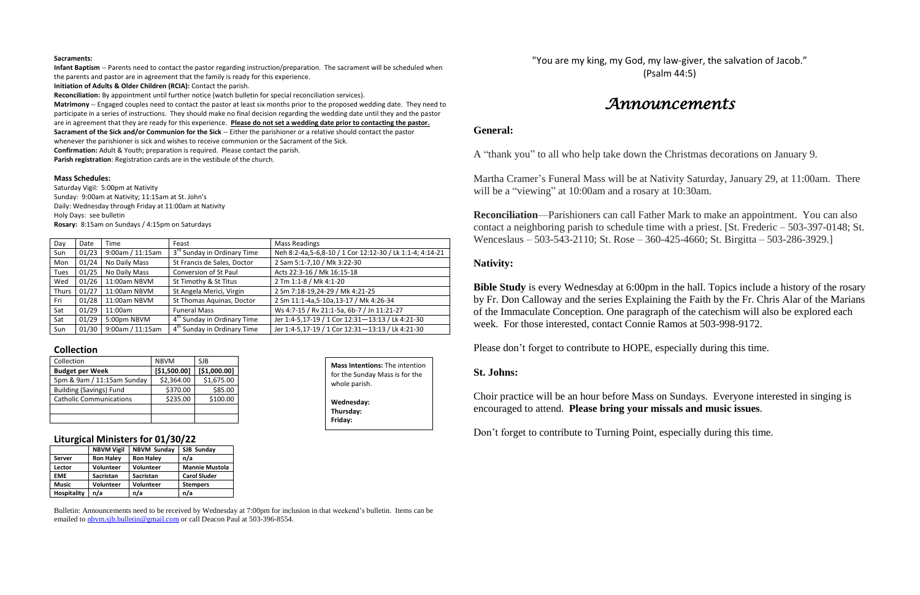**Sacraments:**

**Infant Baptism** -- Parents need to contact the pastor regarding instruction/preparation. The sacrament will be scheduled when the parents and pastor are in agreement that the family is ready for this experience.

**Initiation of Adults & Older Children (RCIA):** Contact the parish.

**Reconciliation:** By appointment until further notice (watch bulletin for special reconciliation services).

**Matrimony** -- Engaged couples need to contact the pastor at least six months prior to the proposed wedding date. They need to participate in a series of instructions. They should make no final decision regarding the wedding date until they and the pastor are in agreement that they are ready for this experience. **Please do not set a wedding date prior to contacting the pastor.**

**Sacrament of the Sick and/or Communion for the Sick** -- Either the parishioner or a relative should contact the pastor whenever the parishioner is sick and wishes to receive communion or the Sacrament of the Sick.

**Confirmation:** Adult & Youth; preparation is required. Please contact the parish.

**Parish registration**: Registration cards are in the vestibule of the church.

**Mass Schedules:**

Saturday Vigil: 5:00pm at Nativity
Sunday: 9:00am at Nativity; 11:15am at St. John's
Daily: Wednesday through Friday at 11:00am at Nativity
Holy Days: see bulletin
**Rosary:** 8:15am on Sundays / 4:15pm on Saturdays

| Day | Date | Time | Feast | Mass Readings |
|---|---|---|---|---|
| Sun | 01/23 | 9:00am / 11:15am | 3rd Sunday in Ordinary Time | Neh 8:2-4a,5-6,8-10 / 1 Cor 12:12-30 / Lk 1:1-4; 4:14-21 |
| Mon | 01/24 | No Daily Mass | St Francis de Sales, Doctor | 2 Sam 5:1-7,10 / Mk 3:22-30 |
| Tues | 01/25 | No Daily Mass | Conversion of St Paul | Acts 22:3-16 / Mk 16:15-18 |
| Wed | 01/26 | 11:00am NBVM | St Timothy & St Titus | 2 Tm 1:1-8 / Mk 4:1-20 |
| Thurs | 01/27 | 11:00am NBVM | St Angela Merici, Virgin | 2 Sm 7:18-19,24-29 / Mk 4:21-25 |
| Fri | 01/28 | 11:00am NBVM | St Thomas Aquinas, Doctor | 2 Sm 11:1-4a,5-10a,13-17 / Mk 4:26-34 |
| Sat | 01/29 | 11:00am | Funeral Mass | Ws 4:7-15 / Rv 21:1-5a, 6b-7 / Jn 11:21-27 |
| Sat | 01/29 | 5:00pm NBVM | 4th Sunday in Ordinary Time | Jer 1:4-5,17-19 / 1 Cor 12:31—13:13 / Lk 4:21-30 |
| Sun | 01/30 | 9:00am / 11:15am | 4th Sunday in Ordinary Time | Jer 1:4-5,17-19 / 1 Cor 12:31—13:13 / Lk 4:21-30 |

## Collection

| Collection | NBVM | SJB |
|---|---|---|
| **Budget per Week** | **[$1,500.00]** | **[$1,000.00]** |
| 5pm & 9am / 11:15am Sunday | $2,364.00 | $1,675.00 |
| Building (Savings) Fund | $370.00 | $85.00 |
| Catholic Communications | $235.00 | $100.00 |
| | | |
| | | |

**Mass Intentions:** The intention for the Sunday Mass is for the whole parish.

**Wednesday:**
**Thursday:**
**Friday:**

## Liturgical Ministers for 01/30/22

| | NBVM Vigil | NBVM Sunday | SJB Sunday |
|---|---|---|---|
| **Server** | **Ron Haley** | **Ron Haley** | **n/a** |
| **Lector** | **Volunteer** | **Volunteer** | **Mannie Mustola** |
| **EME** | **Sacristan** | **Sacristan** | **Carol Sluder** |
| **Music** | **Volunteer** | **Volunteer** | **Stempers** |
| **Hospitality** | **n/a** | **n/a** | **n/a** |

Bulletin: Announcements need to be received by Wednesday at 7:00pm for inclusion in that weekend's bulletin. Items can be emailed to nbvm.sjb.bulletin@gmail.com or call Deacon Paul at 503-396-8554.

"You are my king, my God, my law-giver, the salvation of Jacob."
(Psalm 44:5)

# *Announcements*

### General:

A "thank you" to all who help take down the Christmas decorations on January 9.

Martha Cramer's Funeral Mass will be at Nativity Saturday, January 29, at 11:00am. There will be a "viewing" at 10:00am and a rosary at 10:30am.

**Reconciliation**—Parishioners can call Father Mark to make an appointment. You can also contact a neighboring parish to schedule time with a priest. [St. Frederic – 503-397-0148; St. Wenceslaus – 503-543-2110; St. Rose – 360-425-4660; St. Birgitta – 503-286-3929.]

### Nativity:

**Bible Study** is every Wednesday at 6:00pm in the hall. Topics include a history of the rosary by Fr. Don Calloway and the series Explaining the Faith by the Fr. Chris Alar of the Marians of the Immaculate Conception. One paragraph of the catechism will also be explored each week. For those interested, contact Connie Ramos at 503-998-9172.

Please don't forget to contribute to HOPE, especially during this time.

### St. Johns:

Choir practice will be an hour before Mass on Sundays. Everyone interested in singing is encouraged to attend. **Please bring your missals and music issues**.

Don't forget to contribute to Turning Point, especially during this time.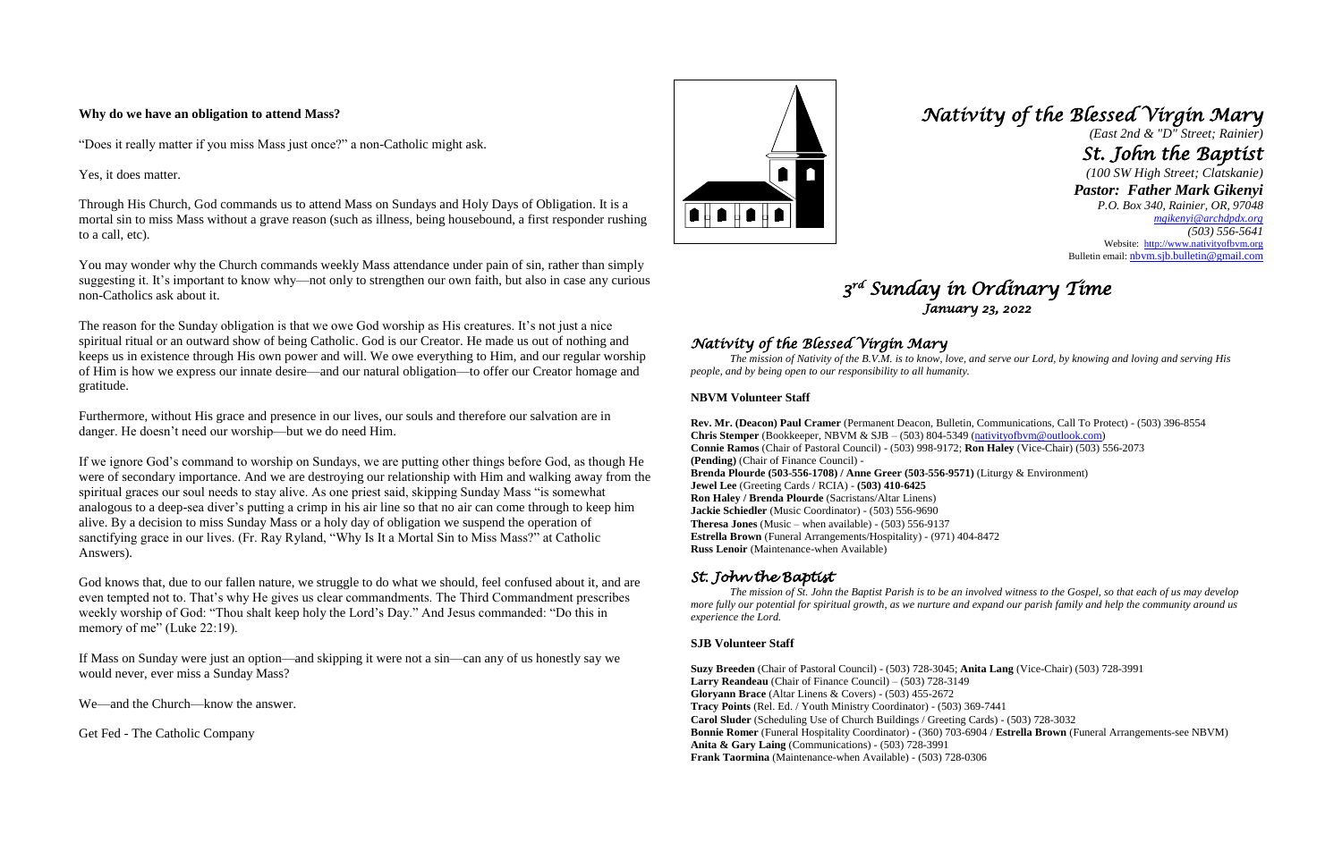**Why do we have an obligation to attend Mass?**

"Does it really matter if you miss Mass just once?" a non-Catholic might ask.

Yes, it does matter.

Through His Church, God commands us to attend Mass on Sundays and Holy Days of Obligation. It is a mortal sin to miss Mass without a grave reason (such as illness, being housebound, a first responder rushing to a call, etc).

You may wonder why the Church commands weekly Mass attendance under pain of sin, rather than simply suggesting it. It's important to know why—not only to strengthen our own faith, but also in case any curious non-Catholics ask about it.

The reason for the Sunday obligation is that we owe God worship as His creatures. It's not just a nice spiritual ritual or an outward show of being Catholic. God is our Creator. He made us out of nothing and keeps us in existence through His own power and will. We owe everything to Him, and our regular worship of Him is how we express our innate desire—and our natural obligation—to offer our Creator homage and gratitude.

Furthermore, without His grace and presence in our lives, our souls and therefore our salvation are in danger. He doesn't need our worship—but we do need Him.

If we ignore God's command to worship on Sundays, we are putting other things before God, as though He were of secondary importance. And we are destroying our relationship with Him and walking away from the spiritual graces our soul needs to stay alive. As one priest said, skipping Sunday Mass "is somewhat analogous to a deep-sea diver's putting a crimp in his air line so that no air can come through to keep him alive. By a decision to miss Sunday Mass or a holy day of obligation we suspend the operation of sanctifying grace in our lives. (Fr. Ray Ryland, "Why Is It a Mortal Sin to Miss Mass?" at Catholic Answers).

God knows that, due to our fallen nature, we struggle to do what we should, feel confused about it, and are even tempted not to. That's why He gives us clear commandments. The Third Commandment prescribes weekly worship of God: "Thou shalt keep holy the Lord's Day." And Jesus commanded: "Do this in memory of me" (Luke 22:19).

If Mass on Sunday were just an option—and skipping it were not a sin—can any of us honestly say we would never, ever miss a Sunday Mass?

We—and the Church—know the answer.

Get Fed - The Catholic Company

# *Nativity of the Blessed Virgin Mary*

*(East 2nd & "D" Street; Rainier)*

# *St. John the Baptist*

*(100 SW High Street; Clatskanie)*

***Pastor: Father Mark Gikenyi***

*P.O. Box 340, Rainier, OR, 97048*

*mgikenyi@archdpdx.org*

*(503) 556-5641*

Website: http://www.nativityofbvm.org

Bulletin email: nbvm.sjb.bulletin@gmail.com

## *3rd Sunday in Ordinary Time*

*January 23, 2022*

## *Nativity of the Blessed Virgin Mary*

*The mission of Nativity of the B.V.M. is to know, love, and serve our Lord, by knowing and loving and serving His people, and by being open to our responsibility to all humanity.*

**NBVM Volunteer Staff**

**Rev. Mr. (Deacon) Paul Cramer** (Permanent Deacon, Bulletin, Communications, Call To Protect) - (503) 396-8554
**Chris Stemper** (Bookkeeper, NBVM & SJB – (503) 804-5349 (nativityofbvm@outlook.com)
**Connie Ramos** (Chair of Pastoral Council) - (503) 998-9172; **Ron Haley** (Vice-Chair) (503) 556-2073
**(Pending)** (Chair of Finance Council) -
**Brenda Plourde (503-556-1708) / Anne Greer (503-556-9571)** (Liturgy & Environment)
**Jewel Lee** (Greeting Cards / RCIA) - **(503) 410-6425**
**Ron Haley / Brenda Plourde** (Sacristans/Altar Linens)
**Jackie Schiedler** (Music Coordinator) - (503) 556-9690
**Theresa Jones** (Music – when available) - (503) 556-9137
**Estrella Brown** (Funeral Arrangements/Hospitality) - (971) 404-8472
**Russ Lenoir** (Maintenance-when Available)

## *St. John the Baptist*

*The mission of St. John the Baptist Parish is to be an involved witness to the Gospel, so that each of us may develop more fully our potential for spiritual growth, as we nurture and expand our parish family and help the community around us experience the Lord.*

**SJB Volunteer Staff**

**Suzy Breeden** (Chair of Pastoral Council) - (503) 728-3045; **Anita Lang** (Vice-Chair) (503) 728-3991
**Larry Reandeau** (Chair of Finance Council) – (503) 728-3149
**Gloryann Brace** (Altar Linens & Covers) - (503) 455-2672
**Tracy Points** (Rel. Ed. / Youth Ministry Coordinator) - (503) 369-7441
**Carol Sluder** (Scheduling Use of Church Buildings / Greeting Cards) - (503) 728-3032
**Bonnie Romer** (Funeral Hospitality Coordinator) - (360) 703-6904 / **Estrella Brown** (Funeral Arrangements-see NBVM)
**Anita & Gary Laing** (Communications) - (503) 728-3991
**Frank Taormina** (Maintenance-when Available) - (503) 728-0306